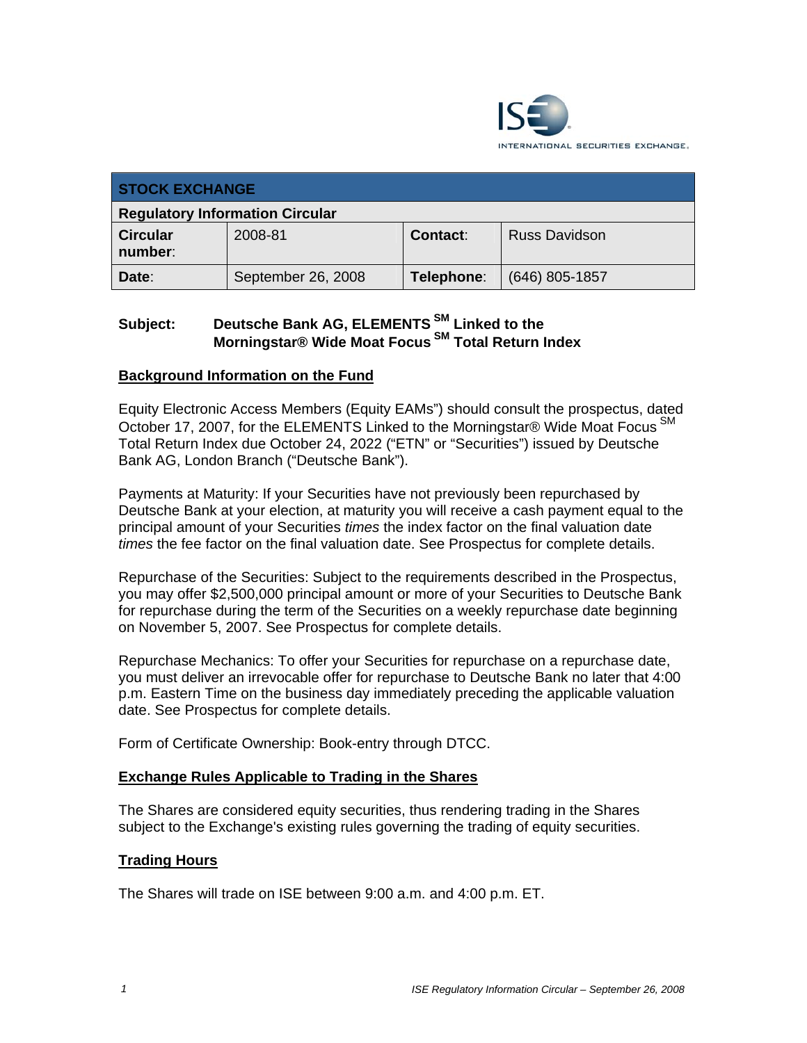INTERNATIONAL SECURITIES EXCHANGE.

| STOCK EXCHANGE | | | |
|---|---|---|---|
| **Regulatory Information Circular** | | | |
| **Circular number**: | 2008-81 | **Contact**: | Russ Davidson |
| **Date**: | September 26, 2008 | **Telephone**: | (646) 805-1857 |

**Subject: Deutsche Bank AG, ELEMENTS** **SM** **Linked to the Morningstar® Wide Moat Focus** **SM** **Total Return Index**

## Background Information on the Fund

Equity Electronic Access Members (Equity EAMs") should consult the prospectus, dated October 17, 2007, for the ELEMENTS Linked to the Morningstar® Wide Moat Focus SM Total Return Index due October 24, 2022 ("ETN" or "Securities") issued by Deutsche Bank AG, London Branch ("Deutsche Bank").

Payments at Maturity: If your Securities have not previously been repurchased by Deutsche Bank at your election, at maturity you will receive a cash payment equal to the principal amount of your Securities *times* the index factor on the final valuation date *times* the fee factor on the final valuation date. See Prospectus for complete details.

Repurchase of the Securities: Subject to the requirements described in the Prospectus, you may offer $2,500,000 principal amount or more of your Securities to Deutsche Bank for repurchase during the term of the Securities on a weekly repurchase date beginning on November 5, 2007. See Prospectus for complete details.

Repurchase Mechanics: To offer your Securities for repurchase on a repurchase date, you must deliver an irrevocable offer for repurchase to Deutsche Bank no later that 4:00 p.m. Eastern Time on the business day immediately preceding the applicable valuation date. See Prospectus for complete details.

Form of Certificate Ownership: Book-entry through DTCC.

## Exchange Rules Applicable to Trading in the Shares

The Shares are considered equity securities, thus rendering trading in the Shares subject to the Exchange's existing rules governing the trading of equity securities.

## Trading Hours

The Shares will trade on ISE between 9:00 a.m. and 4:00 p.m. ET.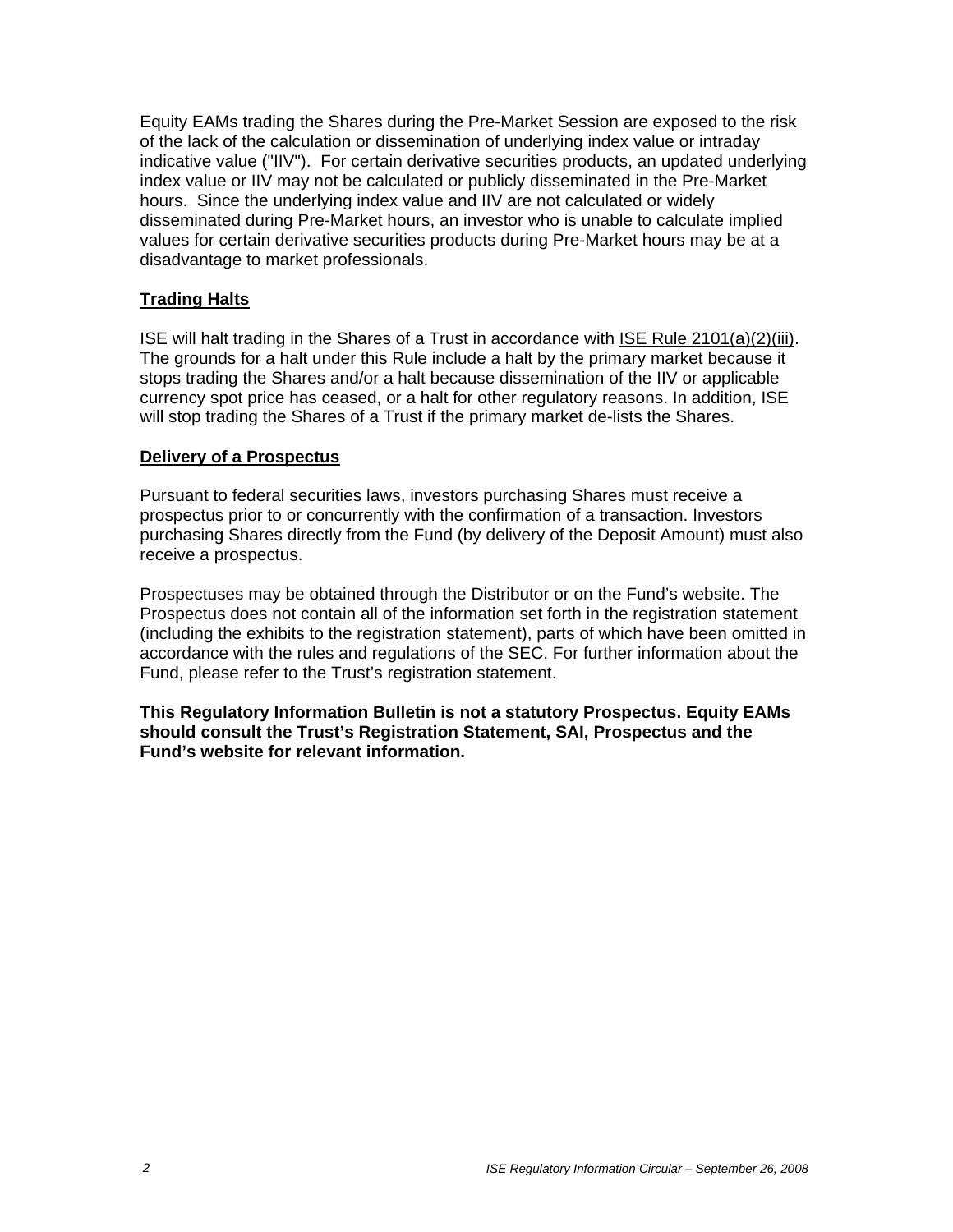Equity EAMs trading the Shares during the Pre-Market Session are exposed to the risk of the lack of the calculation or dissemination of underlying index value or intraday indicative value ("IIV"). For certain derivative securities products, an updated underlying index value or IIV may not be calculated or publicly disseminated in the Pre-Market hours. Since the underlying index value and IIV are not calculated or widely disseminated during Pre-Market hours, an investor who is unable to calculate implied values for certain derivative securities products during Pre-Market hours may be at a disadvantage to market professionals.

## Trading Halts

ISE will halt trading in the Shares of a Trust in accordance with ISE Rule 2101(a)(2)(iii). The grounds for a halt under this Rule include a halt by the primary market because it stops trading the Shares and/or a halt because dissemination of the IIV or applicable currency spot price has ceased, or a halt for other regulatory reasons. In addition, ISE will stop trading the Shares of a Trust if the primary market de-lists the Shares.

## Delivery of a Prospectus

Pursuant to federal securities laws, investors purchasing Shares must receive a prospectus prior to or concurrently with the confirmation of a transaction. Investors purchasing Shares directly from the Fund (by delivery of the Deposit Amount) must also receive a prospectus.

Prospectuses may be obtained through the Distributor or on the Fund's website. The Prospectus does not contain all of the information set forth in the registration statement (including the exhibits to the registration statement), parts of which have been omitted in accordance with the rules and regulations of the SEC. For further information about the Fund, please refer to the Trust's registration statement.

**This Regulatory Information Bulletin is not a statutory Prospectus. Equity EAMs should consult the Trust's Registration Statement, SAI, Prospectus and the Fund's website for relevant information.**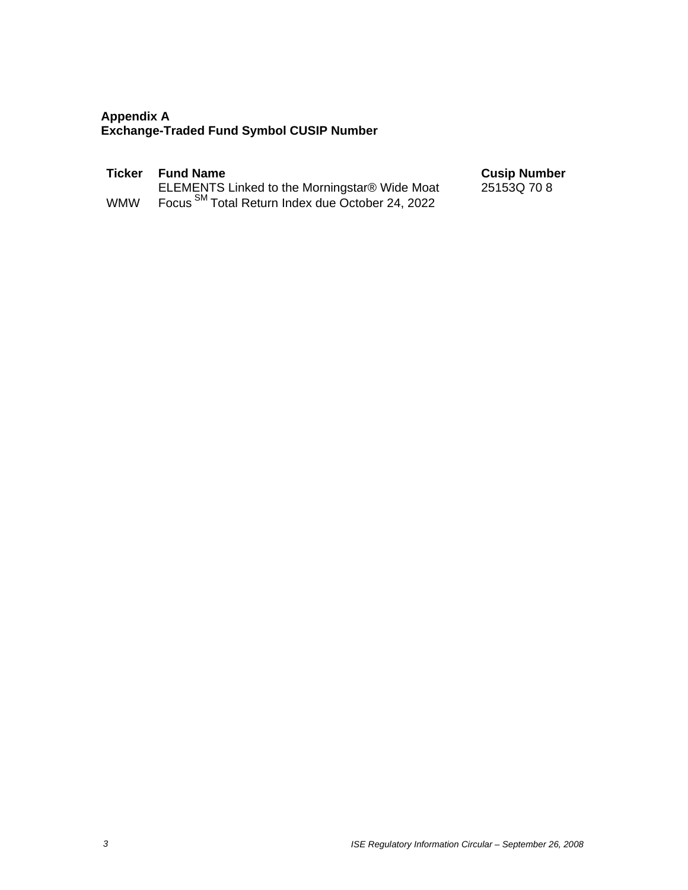**Appendix A**
**Exchange-Traded Fund Symbol CUSIP Number**

| Ticker | Fund Name | Cusip Number |
|---|---|---|
| WMW | ELEMENTS Linked to the Morningstar® Wide Moat Focus SM Total Return Index due October 24, 2022 | 25153Q 70 8 |